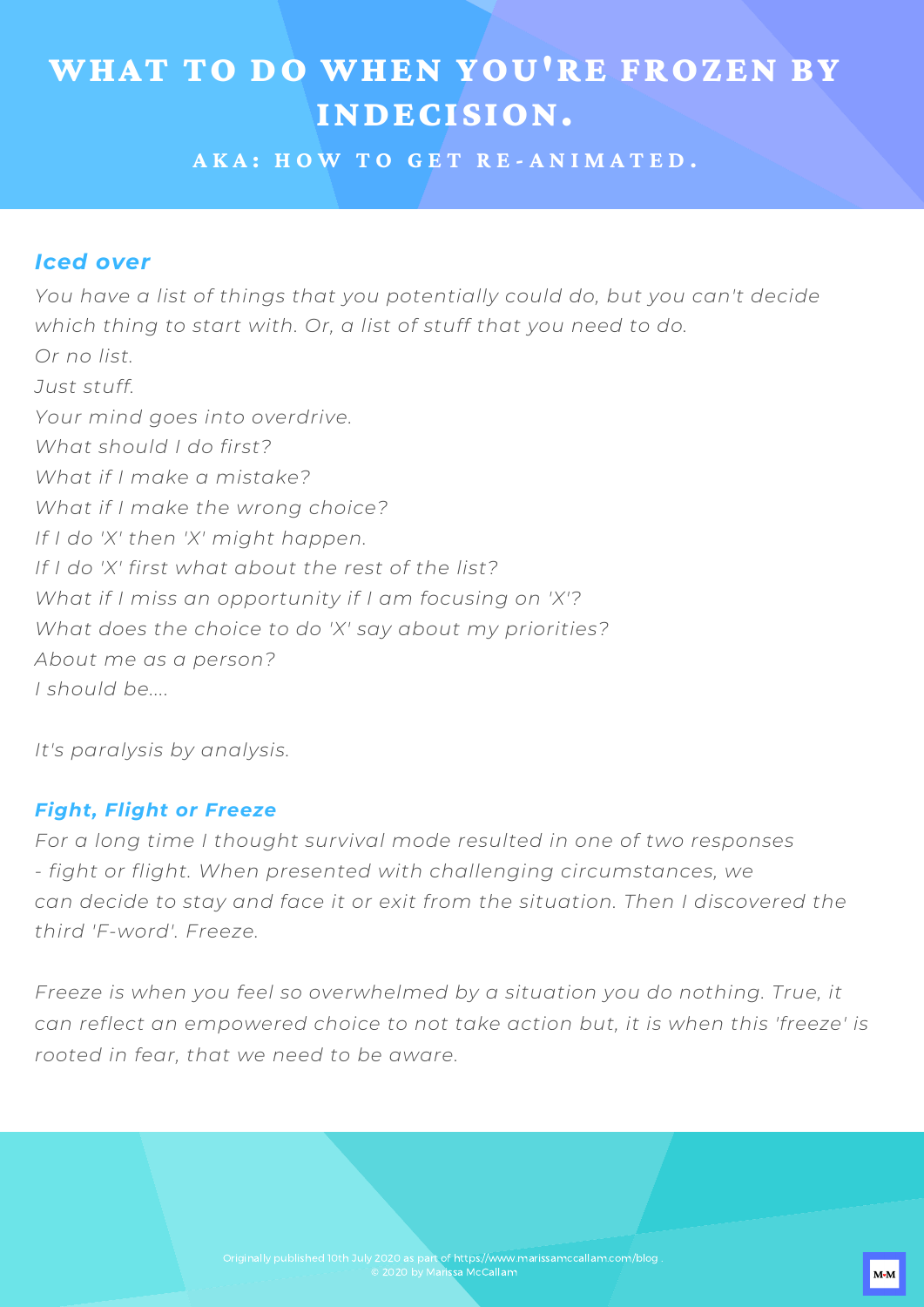# WHAT TO DO WHEN YOU'RE FROZEN BY INDECISION.

### AKA: HOW TO GET RE-ANIMATED.

### *Iced over*

*You have a list of things that you potentially could do, but you can't decide which thing to start with. Or, a list of stuff that you need to do.*
*Or no list.*
*Just stuff.*
*Your mind goes into overdrive.*
*What should I do first?*
*What if I make a mistake?*
*What if I make the wrong choice?*
*If I do 'X' then 'X' might happen.*
*If I do 'X' first what about the rest of the list?*
*What if I miss an opportunity if I am focusing on 'X'?*
*What does the choice to do 'X' say about my priorities?*
*About me as a person?*
*I should be....*

*It's paralysis by analysis.*

### *Fight, Flight or Freeze*

*For a long time I thought survival mode resulted in one of two responses - fight or flight. When presented with challenging circumstances, we can decide to stay and face it or exit from the situation. Then I discovered the third 'F-word'. Freeze.*

*Freeze is when you feel so overwhelmed by a situation you do nothing. True, it can reflect an empowered choice to not take action but, it is when this 'freeze' is rooted in fear, that we need to be aware.*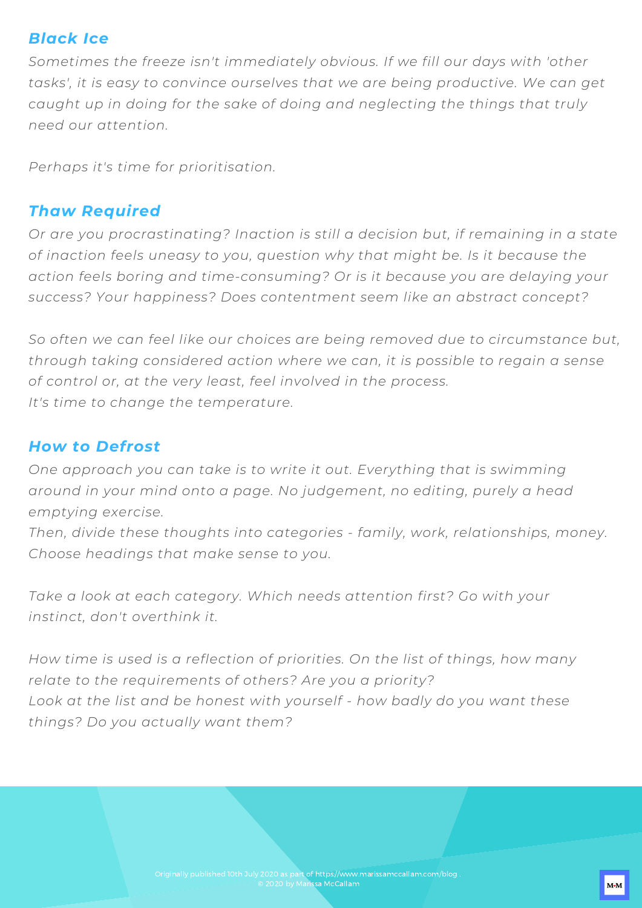### *Black Ice*

*Sometimes the freeze isn't immediately obvious. If we fill our days with 'other tasks', it is easy to convince ourselves that we are being productive. We can get caught up in doing for the sake of doing and neglecting the things that truly need our attention.*

*Perhaps it's time for prioritisation.*

### *Thaw Required*

*Or are you procrastinating? Inaction is still a decision but, if remaining in a state of inaction feels uneasy to you, question why that might be. Is it because the action feels boring and time-consuming? Or is it because you are delaying your success? Your happiness? Does contentment seem like an abstract concept?*

*So often we can feel like our choices are being removed due to circumstance but, through taking considered action where we can, it is possible to regain a sense of control or, at the very least, feel involved in the process.*
*It's time to change the temperature.*

### *How to Defrost*

*One approach you can take is to write it out. Everything that is swimming around in your mind onto a page. No judgement, no editing, purely a head emptying exercise.*
*Then, divide these thoughts into categories - family, work, relationships, money. Choose headings that make sense to you.*

*Take a look at each category. Which needs attention first? Go with your instinct, don't overthink it.*

*How time is used is a reflection of priorities. On the list of things, how many relate to the requirements of others? Are you a priority?*
*Look at the list and be honest with yourself - how badly do you want these things? Do you actually want them?*

Originally published 10th July 2020 as part of https://www.marissamccallam.com/blog .
© 2020 by Marissa McCallam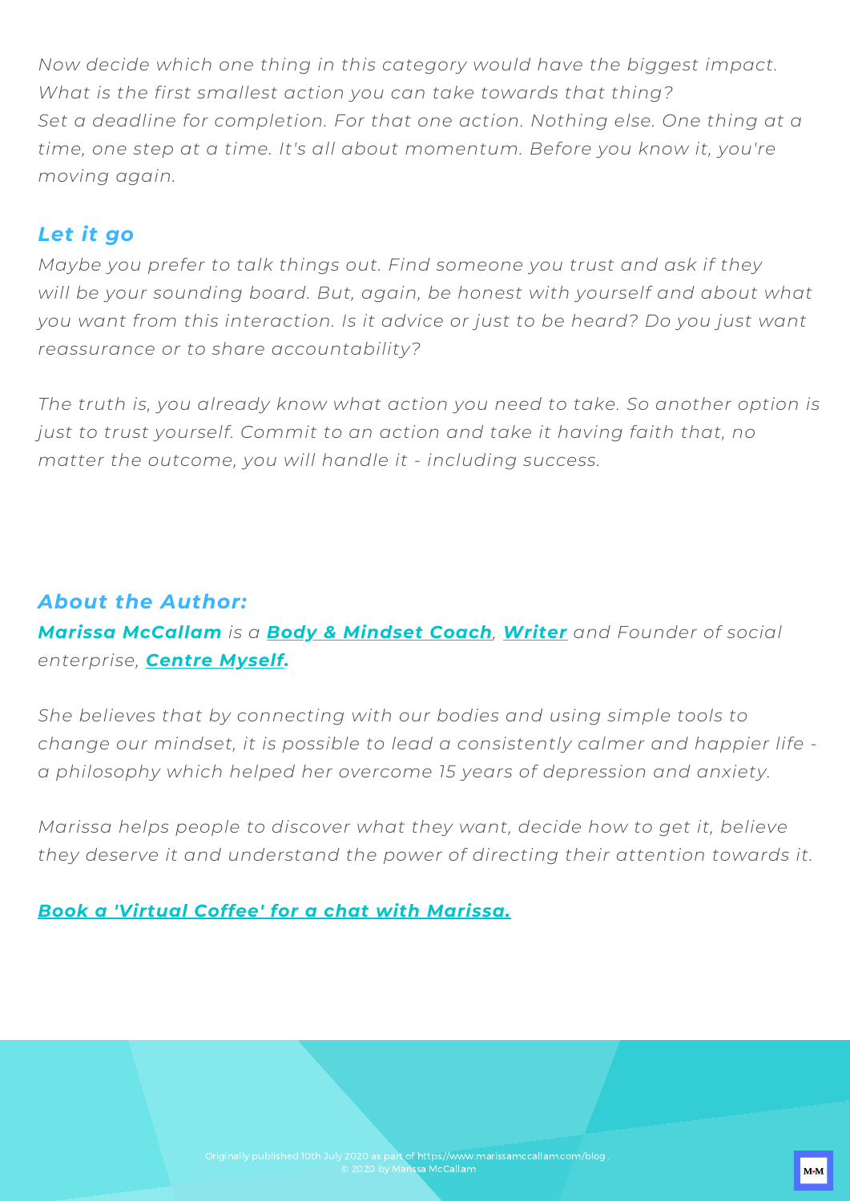*Now decide which one thing in this category would have the biggest impact. What is the first smallest action you can take towards that thing? Set a deadline for completion. For that one action. Nothing else. One thing at a time, one step at a time. It's all about momentum. Before you know it, you're moving again.*

### ***Let it go***

*Maybe you prefer to talk things out. Find someone you trust and ask if they will be your sounding board. But, again, be honest with yourself and about what you want from this interaction. Is it advice or just to be heard? Do you just want reassurance or to share accountability?*

*The truth is, you already know what action you need to take. So another option is just to trust yourself. Commit to an action and take it having faith that, no matter the outcome, you will handle it - including success.*

### ***About the Author:***

***Marissa McCallam*** *is a* ***Body & Mindset Coach****,* ***Writer*** *and Founder of social enterprise,* ***Centre Myself.***

*She believes that by connecting with our bodies and using simple tools to change our mindset, it is possible to lead a consistently calmer and happier life - a philosophy which helped her overcome 15 years of depression and anxiety.*

*Marissa helps people to discover what they want, decide how to get it, believe they deserve it and understand the power of directing their attention towards it.*

***Book a 'Virtual Coffee' for a chat with Marissa.***

Originally published 10th July 2020 as part of https//www.marissamccallam.com/blog .
© 2020 by Marissa McCallam